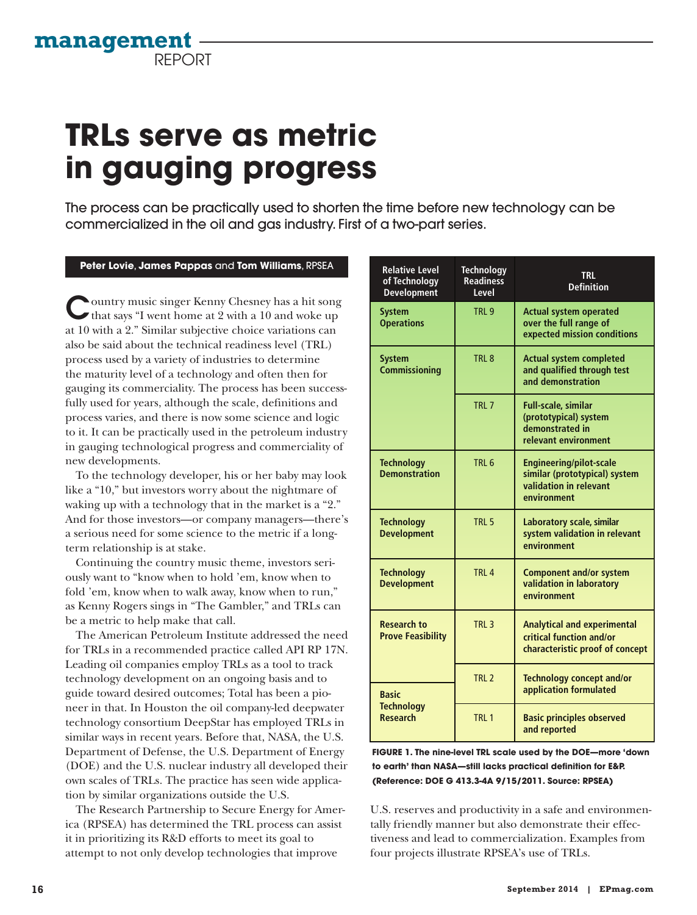# TRLs serve as metric in gauging progress

The process can be practically used to shorten the time before new technology can be commercialized in the oil and gas industry. First of a two-part series.

**Peter Lovie**, **James Pappas** and **Tom Williams**, RPSEA

Country music singer Kenny Chesney has a hit song that says "I went home at 2 with a 10 and woke up at 10 with a 2." Similar subjective choice variations can also be said about the technical readiness level (TRL) process used by a variety of industries to determine the maturity level of a technology and often then for gauging its commerciality. The process has been successfully used for years, although the scale, definitions and process varies, and there is now some science and logic to it. It can be practically used in the petroleum industry in gauging technological progress and commerciality of new developments.

To the technology developer, his or her baby may look like a "10," but investors worry about the nightmare of waking up with a technology that in the market is a "2." And for those investors—or company managers—there's a serious need for some science to the metric if a long-term relationship is at stake.

Continuing the country music theme, investors seriously want to "know when to hold 'em, know when to fold 'em, know when to walk away, know when to run," as Kenny Rogers sings in "The Gambler," and TRLs can be a metric to help make that call.

The American Petroleum Institute addressed the need for TRLs in a recommended practice called API RP 17N. Leading oil companies employ TRLs as a tool to track technology development on an ongoing basis and to guide toward desired outcomes; Total has been a pioneer in that. In Houston the oil company-led deepwater technology consortium DeepStar has employed TRLs in similar ways in recent years. Before that, NASA, the U.S. Department of Defense, the U.S. Department of Energy (DOE) and the U.S. nuclear industry all developed their own scales of TRLs. The practice has seen wide application by similar organizations outside the U.S.

The Research Partnership to Secure Energy for America (RPSEA) has determined the TRL process can assist it in prioritizing its R&D efforts to meet its goal to attempt to not only develop technologies that improve U.S. reserves and productivity in a safe and environmentally friendly manner but also demonstrate their effectiveness and lead to commercialization. Examples from four projects illustrate RPSEA's use of TRLs.

| Relative Level of Technology Development | Technology Readiness Level | TRL Definition |
|---|---|---|
| System Operations | TRL 9 | Actual system operated over the full range of expected mission conditions |
| System Commissioning | TRL 8 | Actual system completed and qualified through test and demonstration |
| | TRL 7 | Full-scale, similar (prototypical) system demonstrated in relevant environment |
| Technology Demonstration | TRL 6 | Engineering/pilot-scale similar (prototypical) system validation in relevant environment |
| Technology Development | TRL 5 | Laboratory scale, similar system validation in relevant environment |
| Technology Development | TRL 4 | Component and/or system validation in laboratory environment |
| Research to Prove Feasibility | TRL 3 | Analytical and experimental critical function and/or characteristic proof of concept |
| Basic Technology Research | TRL 2 | Technology concept and/or application formulated |
| | TRL 1 | Basic principles observed and reported |

**FIGURE 1. The nine-level TRL scale used by the DOE—more 'down to earth' than NASA—still lacks practical definition for E&P. (Reference: DOE G 413.3-4A 9/15/2011. Source: RPSEA)**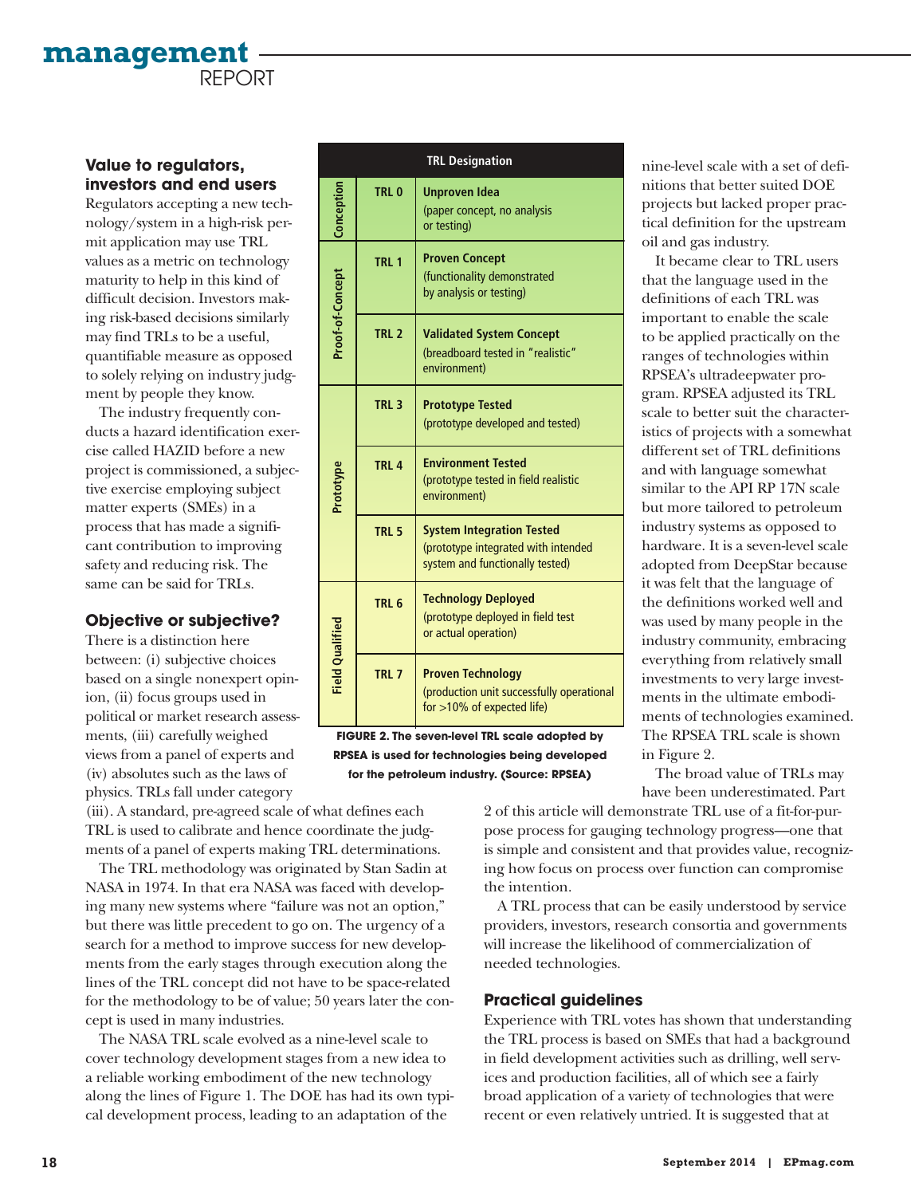## Value to regulators, investors and end users

Regulators accepting a new technology/system in a high-risk permit application may use TRL values as a metric on technology maturity to help in this kind of difficult decision. Investors making risk-based decisions similarly may find TRLs to be a useful, quantifiable measure as opposed to solely relying on industry judgment by people they know.

The industry frequently conducts a hazard identification exercise called HAZID before a new project is commissioned, a subjective exercise employing subject matter experts (SMEs) in a process that has made a significant contribution to improving safety and reducing risk. The same can be said for TRLs.

## Objective or subjective?

There is a distinction here between: (i) subjective choices based on a single nonexpert opinion, (ii) focus groups used in political or market research assessments, (iii) carefully weighed views from a panel of experts and (iv) absolutes such as the laws of physics. TRLs fall under category (iii). A standard, pre-agreed scale of what defines each TRL is used to calibrate and hence coordinate the judgments of a panel of experts making TRL determinations.

The TRL methodology was originated by Stan Sadin at NASA in 1974. In that era NASA was faced with developing many new systems where "failure was not an option," but there was little precedent to go on. The urgency of a search for a method to improve success for new developments from the early stages through execution along the lines of the TRL concept did not have to be space-related for the methodology to be of value; 50 years later the concept is used in many industries.

The NASA TRL scale evolved as a nine-level scale to cover technology development stages from a new idea to a reliable working embodiment of the new technology along the lines of Figure 1. The DOE has had its own typical development process, leading to an adaptation of the nine-level scale with a set of definitions that better suited DOE projects but lacked proper practical definition for the upstream oil and gas industry.

| TRL Designation | | |
|---|---|---|
| Conception | TRL 0 | **Unproven Idea** (paper concept, no analysis or testing) |
| Proof-of-Concept | TRL 1 | **Proven Concept** (functionality demonstrated by analysis or testing) |
| | TRL 2 | **Validated System Concept** (breadboard tested in "realistic" environment) |
| Prototype | TRL 3 | **Prototype Tested** (prototype developed and tested) |
| | TRL 4 | **Environment Tested** (prototype tested in field realistic environment) |
| | TRL 5 | **System Integration Tested** (prototype integrated with intended system and functionally tested) |
| Field Qualified | TRL 6 | **Technology Deployed** (prototype deployed in field test or actual operation) |
| | TRL 7 | **Proven Technology** (production unit successfully operational for >10% of expected life) |

**FIGURE 2. The seven-level TRL scale adopted by RPSEA is used for technologies being developed for the petroleum industry. (Source: RPSEA)**

It became clear to TRL users that the language used in the definitions of each TRL was important to enable the scale to be applied practically on the ranges of technologies within RPSEA's ultradeepwater program. RPSEA adjusted its TRL scale to better suit the characteristics of projects with a somewhat different set of TRL definitions and with language somewhat similar to the API RP 17N scale but more tailored to petroleum industry systems as opposed to hardware. It is a seven-level scale adopted from DeepStar because it was felt that the language of the definitions worked well and was used by many people in the industry community, embracing everything from relatively small investments to very large investments in the ultimate embodiments of technologies examined. The RPSEA TRL scale is shown in Figure 2.

The broad value of TRLs may have been underestimated. Part 2 of this article will demonstrate TRL use of a fit-for-purpose process for gauging technology progress—one that is simple and consistent and that provides value, recognizing how focus on process over function can compromise the intention.

A TRL process that can be easily understood by service providers, investors, research consortia and governments will increase the likelihood of commercialization of needed technologies.

## Practical guidelines

Experience with TRL votes has shown that understanding the TRL process is based on SMEs that had a background in field development activities such as drilling, well services and production facilities, all of which see a fairly broad application of a variety of technologies that were recent or even relatively untried. It is suggested that at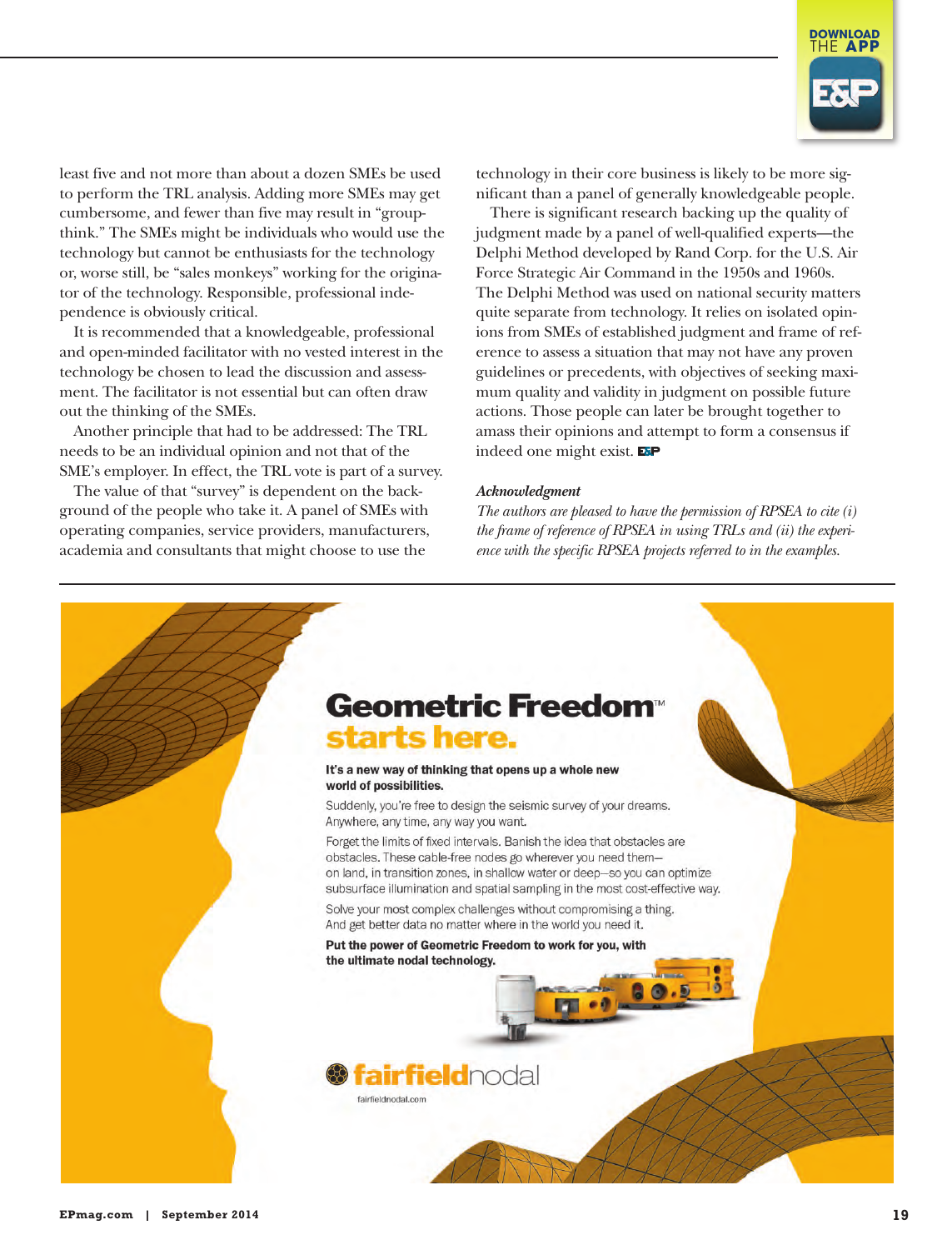least five and not more than about a dozen SMEs be used to perform the TRL analysis. Adding more SMEs may get cumbersome, and fewer than five may result in "groupthink." The SMEs might be individuals who would use the technology but cannot be enthusiasts for the technology or, worse still, be "sales monkeys" working for the originator of the technology. Responsible, professional independence is obviously critical.

It is recommended that a knowledgeable, professional and open-minded facilitator with no vested interest in the technology be chosen to lead the discussion and assessment. The facilitator is not essential but can often draw out the thinking of the SMEs.

Another principle that had to be addressed: The TRL needs to be an individual opinion and not that of the SME's employer. In effect, the TRL vote is part of a survey.

The value of that "survey" is dependent on the background of the people who take it. A panel of SMEs with operating companies, service providers, manufacturers, academia and consultants that might choose to use the technology in their core business is likely to be more significant than a panel of generally knowledgeable people.

There is significant research backing up the quality of judgment made by a panel of well-qualified experts—the Delphi Method developed by Rand Corp. for the U.S. Air Force Strategic Air Command in the 1950s and 1960s. The Delphi Method was used on national security matters quite separate from technology. It relies on isolated opinions from SMEs of established judgment and frame of reference to assess a situation that may not have any proven guidelines or precedents, with objectives of seeking maximum quality and validity in judgment on possible future actions. Those people can later be brought together to amass their opinions and attempt to form a consensus if indeed one might exist.

***Acknowledgment***

*The authors are pleased to have the permission of RPSEA to cite (i) the frame of reference of RPSEA in using TRLs and (ii) the experience with the specific RPSEA projects referred to in the examples.*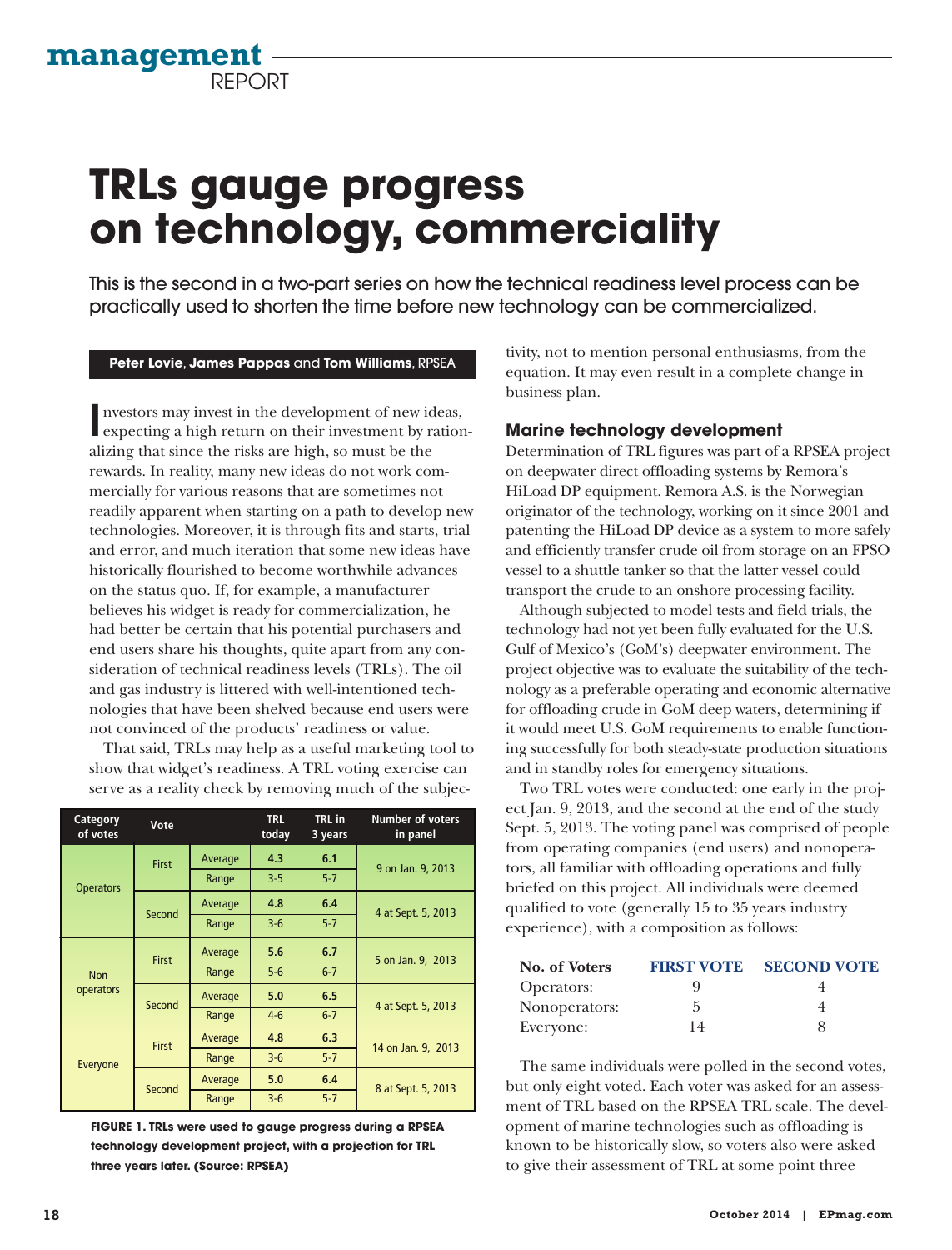management REPORT

# TRLs gauge progress on technology, commerciality

This is the second in a two-part series on how the technical readiness level process can be practically used to shorten the time before new technology can be commercialized.

**Peter Lovie**, **James Pappas** and **Tom Williams**, RPSEA

Investors may invest in the development of new ideas, expecting a high return on their investment by rationalizing that since the risks are high, so must be the rewards. In reality, many new ideas do not work commercially for various reasons that are sometimes not readily apparent when starting on a path to develop new technologies. Moreover, it is through fits and starts, trial and error, and much iteration that some new ideas have historically flourished to become worthwhile advances on the status quo. If, for example, a manufacturer believes his widget is ready for commercialization, he had better be certain that his potential purchasers and end users share his thoughts, quite apart from any consideration of technical readiness levels (TRLs). The oil and gas industry is littered with well-intentioned technologies that have been shelved because end users were not convinced of the products' readiness or value.

That said, TRLs may help as a useful marketing tool to show that widget's readiness. A TRL voting exercise can serve as a reality check by removing much of the subjectivity, not to mention personal enthusiasms, from the equation. It may even result in a complete change in business plan.

| Category of votes | Vote | | TRL today | TRL in 3 years | Number of voters in panel |
|---|---|---|---|---|---|
| Operators | First | Average | **4.3** | **6.1** | 9 on Jan. 9, 2013 |
| | | Range | 3-5 | 5-7 | |
| | Second | Average | **4.8** | **6.4** | 4 at Sept. 5, 2013 |
| | | Range | 3-6 | 5-7 | |
| Non operators | First | Average | **5.6** | **6.7** | 5 on Jan. 9, 2013 |
| | | Range | 5-6 | 6-7 | |
| | Second | Average | **5.0** | **6.5** | 4 at Sept. 5, 2013 |
| | | Range | 4-6 | 6-7 | |
| Everyone | First | Average | **4.8** | **6.3** | 14 on Jan. 9, 2013 |
| | | Range | 3-6 | 5-7 | |
| | Second | Average | **5.0** | **6.4** | 8 at Sept. 5, 2013 |
| | | Range | 3-6 | 5-7 | |

**FIGURE 1. TRLs were used to gauge progress during a RPSEA technology development project, with a projection for TRL three years later. (Source: RPSEA)**

### Marine technology development

Determination of TRL figures was part of a RPSEA project on deepwater direct offloading systems by Remora's HiLoad DP equipment. Remora A.S. is the Norwegian originator of the technology, working on it since 2001 and patenting the HiLoad DP device as a system to more safely and efficiently transfer crude oil from storage on an FPSO vessel to a shuttle tanker so that the latter vessel could transport the crude to an onshore processing facility.

Although subjected to model tests and field trials, the technology had not yet been fully evaluated for the U.S. Gulf of Mexico's (GoM's) deepwater environment. The project objective was to evaluate the suitability of the technology as a preferable operating and economic alternative for offloading crude in GoM deep waters, determining if it would meet U.S. GoM requirements to enable functioning successfully for both steady-state production situations and in standby roles for emergency situations.

Two TRL votes were conducted: one early in the project Jan. 9, 2013, and the second at the end of the study Sept. 5, 2013. The voting panel was comprised of people from operating companies (end users) and nonoperators, all familiar with offloading operations and fully briefed on this project. All individuals were deemed qualified to vote (generally 15 to 35 years industry experience), with a composition as follows:

| No. of Voters | FIRST VOTE | SECOND VOTE |
|---|---|---|
| Operators: | 9 | 4 |
| Nonoperators: | 5 | 4 |
| Everyone: | 14 | 8 |

The same individuals were polled in the second votes, but only eight voted. Each voter was asked for an assessment of TRL based on the RPSEA TRL scale. The development of marine technologies such as offloading is known to be historically slow, so voters also were asked to give their assessment of TRL at some point three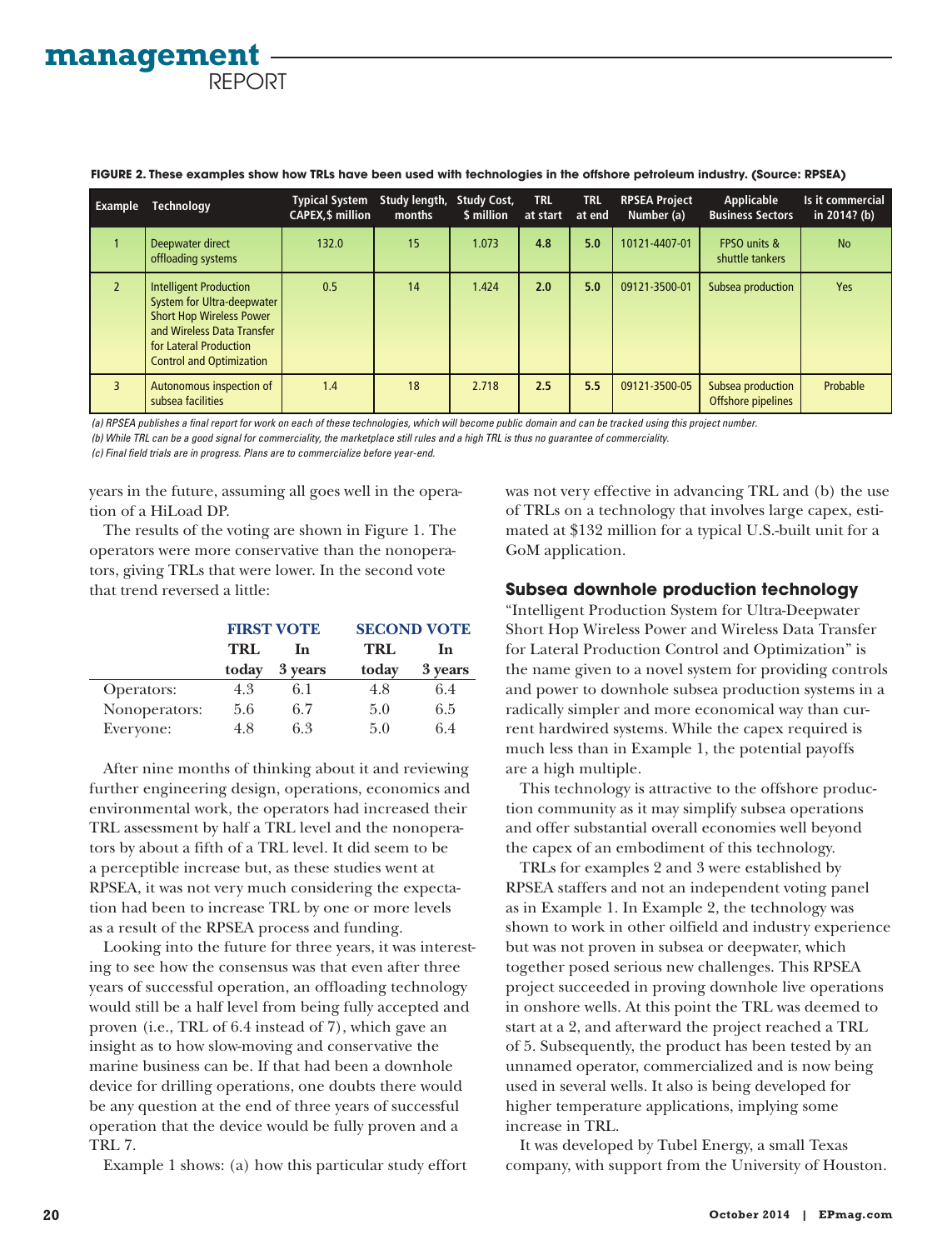**FIGURE 2. These examples show how TRLs have been used with technologies in the offshore petroleum industry. (Source: RPSEA)**

| Example | Technology | Typical System CAPEX,$ million | Study length, months | Study Cost, $ million | TRL at start | TRL at end | RPSEA Project Number (a) | Applicable Business Sectors | Is it commercial in 2014? (b) |
|---|---|---|---|---|---|---|---|---|---|
| 1 | Deepwater direct offloading systems | 132.0 | 15 | 1.073 | **4.8** | **5.0** | 10121-4407-01 | FPSO units & shuttle tankers | No |
| 2 | Intelligent Production System for Ultra-deepwater Short Hop Wireless Power and Wireless Data Transfer for Lateral Production Control and Optimization | 0.5 | 14 | 1.424 | **2.0** | **5.0** | 09121-3500-01 | Subsea production | Yes |
| 3 | Autonomous inspection of subsea facilities | 1.4 | 18 | 2.718 | **2.5** | **5.5** | 09121-3500-05 | Subsea production Offshore pipelines | Probable |

*(a) RPSEA publishes a final report for work on each of these technologies, which will become public domain and can be tracked using this project number.*

*(b) While TRL can be a good signal for commerciality, the marketplace still rules and a high TRL is thus no guarantee of commerciality.*

*(c) Final field trials are in progress. Plans are to commercialize before year-end.*

years in the future, assuming all goes well in the operation of a HiLoad DP.

The results of the voting are shown in Figure 1. The operators were more conservative than the nonoperators, giving TRLs that were lower. In the second vote that trend reversed a little:

| | FIRST VOTE | | SECOND VOTE | |
|---|---|---|---|---|
| | TRL today | In 3 years | TRL today | In 3 years |
| Operators: | 4.3 | 6.1 | 4.8 | 6.4 |
| Nonoperators: | 5.6 | 6.7 | 5.0 | 6.5 |
| Everyone: | 4.8 | 6.3 | 5.0 | 6.4 |

After nine months of thinking about it and reviewing further engineering design, operations, economics and environmental work, the operators had increased their TRL assessment by half a TRL level and the nonoperators by about a fifth of a TRL level. It did seem to be a perceptible increase but, as these studies went at RPSEA, it was not very much considering the expectation had been to increase TRL by one or more levels as a result of the RPSEA process and funding.

Looking into the future for three years, it was interesting to see how the consensus was that even after three years of successful operation, an offloading technology would still be a half level from being fully accepted and proven (i.e., TRL of 6.4 instead of 7), which gave an insight as to how slow-moving and conservative the marine business can be. If that had been a downhole device for drilling operations, one doubts there would be any question at the end of three years of successful operation that the device would be fully proven and a TRL 7.

Example 1 shows: (a) how this particular study effort was not very effective in advancing TRL and (b) the use of TRLs on a technology that involves large capex, estimated at $132 million for a typical U.S.-built unit for a GoM application.

## Subsea downhole production technology

"Intelligent Production System for Ultra-Deepwater Short Hop Wireless Power and Wireless Data Transfer for Lateral Production Control and Optimization" is the name given to a novel system for providing controls and power to downhole subsea production systems in a radically simpler and more economical way than current hardwired systems. While the capex required is much less than in Example 1, the potential payoffs are a high multiple.

This technology is attractive to the offshore production community as it may simplify subsea operations and offer substantial overall economies well beyond the capex of an embodiment of this technology.

TRLs for examples 2 and 3 were established by RPSEA staffers and not an independent voting panel as in Example 1. In Example 2, the technology was shown to work in other oilfield and industry experience but was not proven in subsea or deepwater, which together posed serious new challenges. This RPSEA project succeeded in proving downhole live operations in onshore wells. At this point the TRL was deemed to start at a 2, and afterward the project reached a TRL of 5. Subsequently, the product has been tested by an unnamed operator, commercialized and is now being used in several wells. It also is being developed for higher temperature applications, implying some increase in TRL.

It was developed by Tubel Energy, a small Texas company, with support from the University of Houston.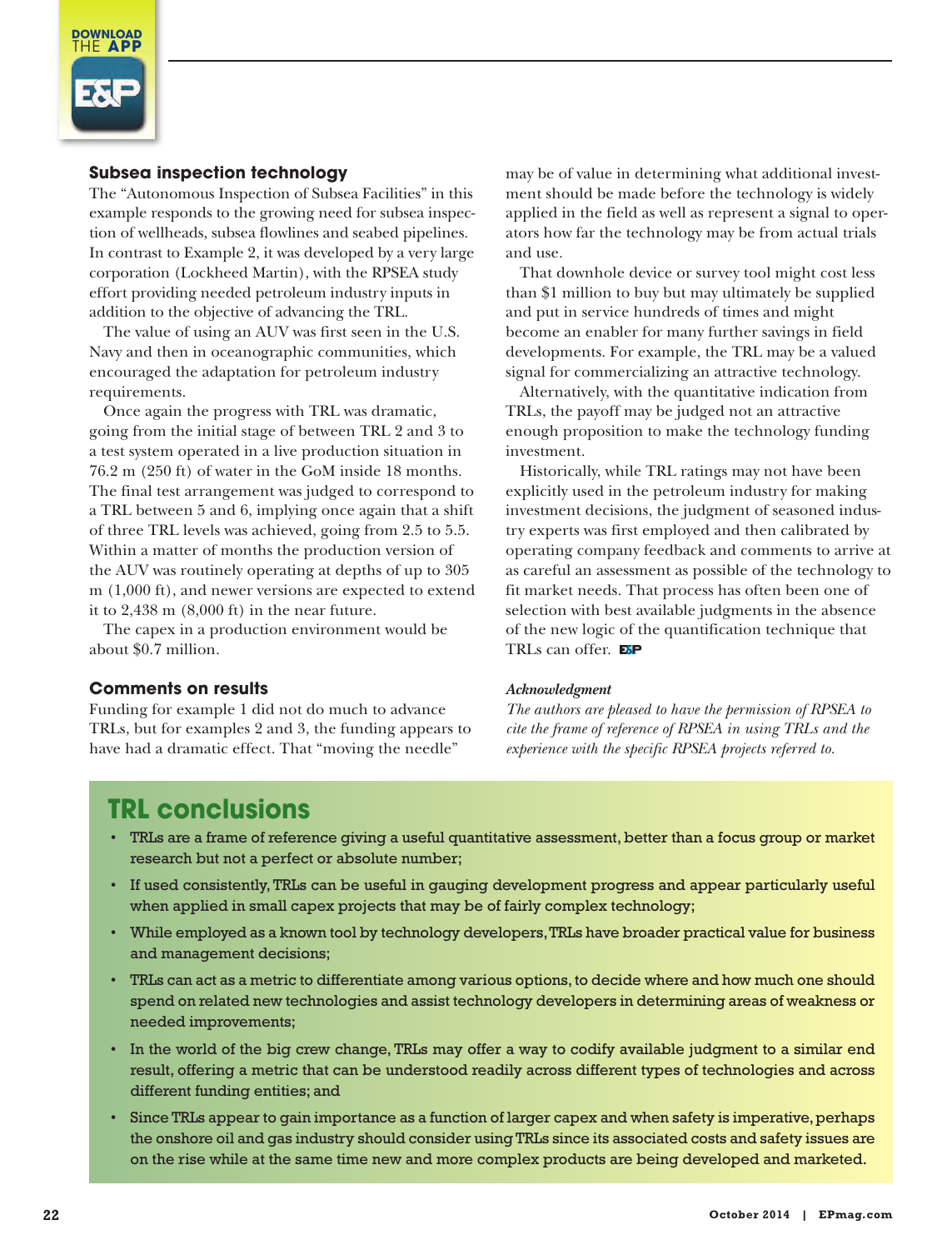## Subsea inspection technology

The "Autonomous Inspection of Subsea Facilities" in this example responds to the growing need for subsea inspection of wellheads, subsea flowlines and seabed pipelines. In contrast to Example 2, it was developed by a very large corporation (Lockheed Martin), with the RPSEA study effort providing needed petroleum industry inputs in addition to the objective of advancing the TRL.

The value of using an AUV was first seen in the U.S. Navy and then in oceanographic communities, which encouraged the adaptation for petroleum industry requirements.

Once again the progress with TRL was dramatic, going from the initial stage of between TRL 2 and 3 to a test system operated in a live production situation in 76.2 m (250 ft) of water in the GoM inside 18 months. The final test arrangement was judged to correspond to a TRL between 5 and 6, implying once again that a shift of three TRL levels was achieved, going from 2.5 to 5.5. Within a matter of months the production version of the AUV was routinely operating at depths of up to 305 m (1,000 ft), and newer versions are expected to extend it to 2,438 m (8,000 ft) in the near future.

The capex in a production environment would be about $0.7 million.

## Comments on results

Funding for example 1 did not do much to advance TRLs, but for examples 2 and 3, the funding appears to have had a dramatic effect. That "moving the needle" may be of value in determining what additional investment should be made before the technology is widely applied in the field as well as represent a signal to operators how far the technology may be from actual trials and use.

That downhole device or survey tool might cost less than $1 million to buy but may ultimately be supplied and put in service hundreds of times and might become an enabler for many further savings in field developments. For example, the TRL may be a valued signal for commercializing an attractive technology.

Alternatively, with the quantitative indication from TRLs, the payoff may be judged not an attractive enough proposition to make the technology funding investment.

Historically, while TRL ratings may not have been explicitly used in the petroleum industry for making investment decisions, the judgment of seasoned industry experts was first employed and then calibrated by operating company feedback and comments to arrive at as careful an assessment as possible of the technology to fit market needs. That process has often been one of selection with best available judgments in the absence of the new logic of the quantification technique that TRLs can offer.

*Acknowledgment*

*The authors are pleased to have the permission of RPSEA to cite the frame of reference of RPSEA in using TRLs and the experience with the specific RPSEA projects referred to.*

## TRL conclusions

- TRLs are a frame of reference giving a useful quantitative assessment, better than a focus group or market research but not a perfect or absolute number;
- If used consistently, TRLs can be useful in gauging development progress and appear particularly useful when applied in small capex projects that may be of fairly complex technology;
- While employed as a known tool by technology developers, TRLs have broader practical value for business and management decisions;
- TRLs can act as a metric to differentiate among various options, to decide where and how much one should spend on related new technologies and assist technology developers in determining areas of weakness or needed improvements;
- In the world of the big crew change, TRLs may offer a way to codify available judgment to a similar end result, offering a metric that can be understood readily across different types of technologies and across different funding entities; and
- Since TRLs appear to gain importance as a function of larger capex and when safety is imperative, perhaps the onshore oil and gas industry should consider using TRLs since its associated costs and safety issues are on the rise while at the same time new and more complex products are being developed and marketed.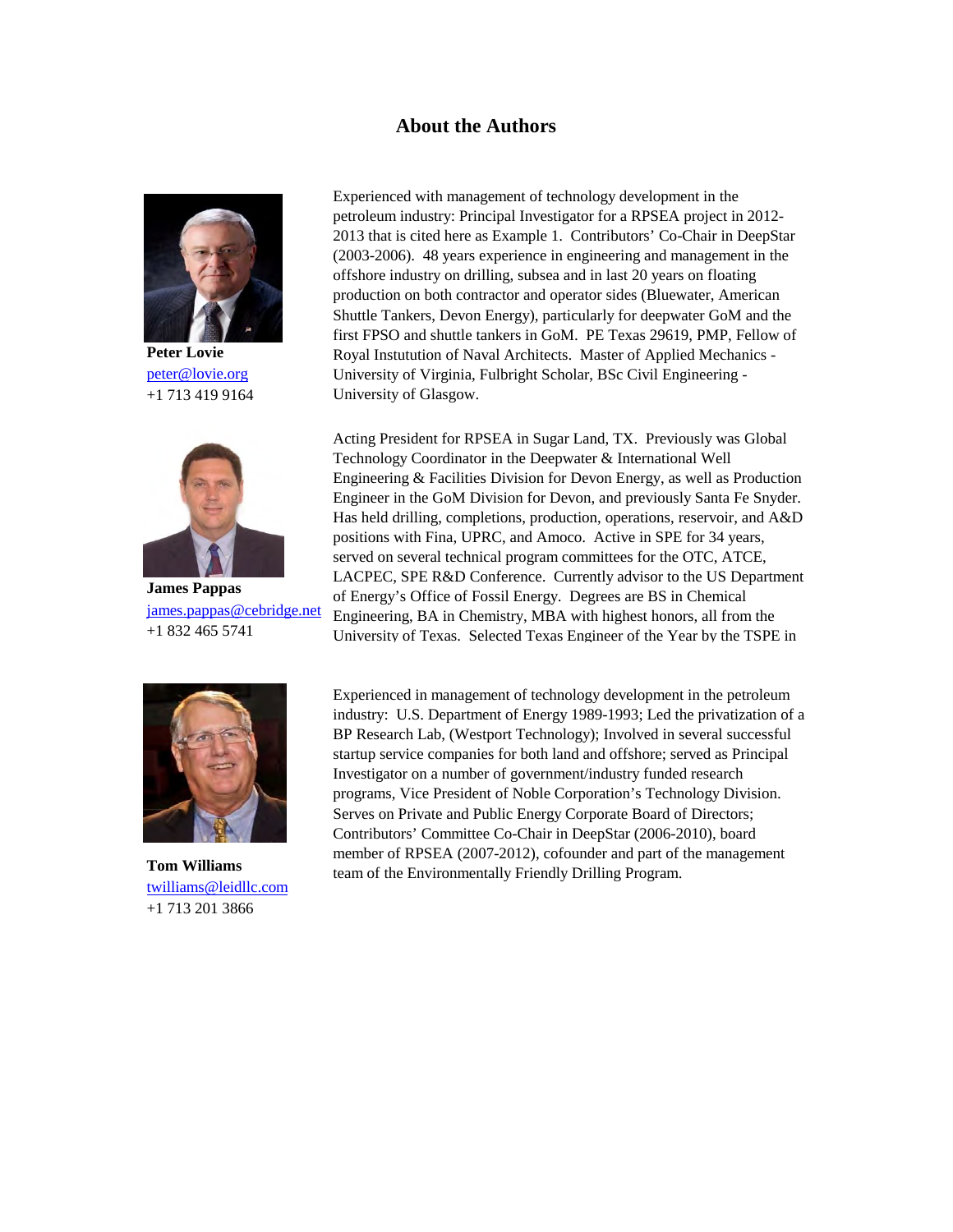# About the Authors

**Peter Lovie**
[peter@lovie.org](mailto:peter@lovie.org)
+1 713 419 9164

Experienced with management of technology development in the petroleum industry: Principal Investigator for a RPSEA project in 2012-2013 that is cited here as Example 1. Contributors' Co-Chair in DeepStar (2003-2006). 48 years experience in engineering and management in the offshore industry on drilling, subsea and in last 20 years on floating production on both contractor and operator sides (Bluewater, American Shuttle Tankers, Devon Energy), particularly for deepwater GoM and the first FPSO and shuttle tankers in GoM. PE Texas 29619, PMP, Fellow of Royal Instutution of Naval Architects. Master of Applied Mechanics - University of Virginia, Fulbright Scholar, BSc Civil Engineering - University of Glasgow.

**James Pappas**
[james.pappas@cebridge.net](mailto:james.pappas@cebridge.net)
+1 832 465 5741

Acting President for RPSEA in Sugar Land, TX. Previously was Global Technology Coordinator in the Deepwater & International Well Engineering & Facilities Division for Devon Energy, as well as Production Engineer in the GoM Division for Devon, and previously Santa Fe Snyder. Has held drilling, completions, production, operations, reservoir, and A&D positions with Fina, UPRC, and Amoco. Active in SPE for 34 years, served on several technical program committees for the OTC, ATCE, LACPEC, SPE R&D Conference. Currently advisor to the US Department of Energy's Office of Fossil Energy. Degrees are BS in Chemical Engineering, BA in Chemistry, MBA with highest honors, all from the University of Texas. Selected Texas Engineer of the Year by the TSPE in

**Tom Williams**
[twilliams@leidllc.com](mailto:twilliams@leidllc.com)
+1 713 201 3866

Experienced in management of technology development in the petroleum industry: U.S. Department of Energy 1989-1993; Led the privatization of a BP Research Lab, (Westport Technology); Involved in several successful startup service companies for both land and offshore; served as Principal Investigator on a number of government/industry funded research programs, Vice President of Noble Corporation's Technology Division. Serves on Private and Public Energy Corporate Board of Directors; Contributors' Committee Co-Chair in DeepStar (2006-2010), board member of RPSEA (2007-2012), cofounder and part of the management team of the Environmentally Friendly Drilling Program.